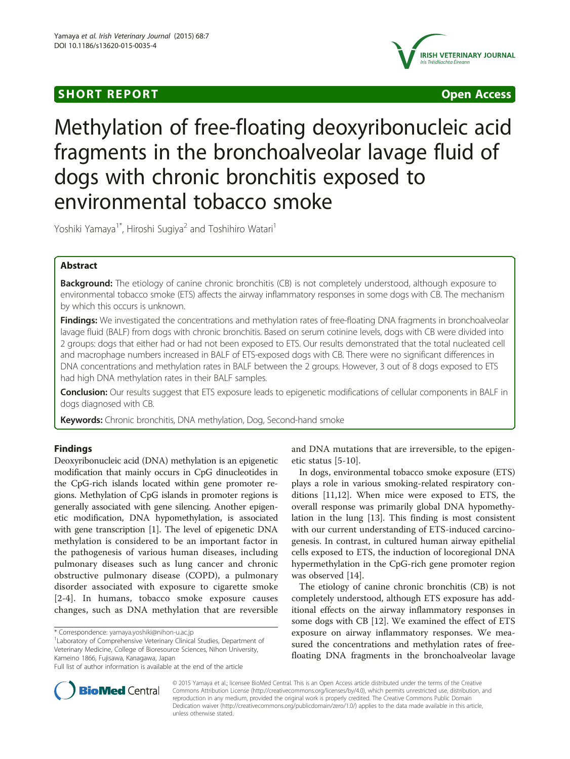**SHORT REPORT** **Open Access**

# Methylation of free-floating deoxyribonucleic acid fragments in the bronchoalveolar lavage fluid of dogs with chronic bronchitis exposed to environmental tobacco smoke

Yoshiki Yamaya[1*], Hiroshi Sugiya[2] and Toshihiro Watari[1]

## Abstract

**Background:** The etiology of canine chronic bronchitis (CB) is not completely understood, although exposure to environmental tobacco smoke (ETS) affects the airway inflammatory responses in some dogs with CB. The mechanism by which this occurs is unknown.

**Findings:** We investigated the concentrations and methylation rates of free-floating DNA fragments in bronchoalveolar lavage fluid (BALF) from dogs with chronic bronchitis. Based on serum cotinine levels, dogs with CB were divided into 2 groups: dogs that either had or had not been exposed to ETS. Our results demonstrated that the total nucleated cell and macrophage numbers increased in BALF of ETS-exposed dogs with CB. There were no significant differences in DNA concentrations and methylation rates in BALF between the 2 groups. However, 3 out of 8 dogs exposed to ETS had high DNA methylation rates in their BALF samples.

**Conclusion:** Our results suggest that ETS exposure leads to epigenetic modifications of cellular components in BALF in dogs diagnosed with CB.

**Keywords:** Chronic bronchitis, DNA methylation, Dog, Second-hand smoke

## Findings

Deoxyribonucleic acid (DNA) methylation is an epigenetic modification that mainly occurs in CpG dinucleotides in the CpG-rich islands located within gene promoter regions. Methylation of CpG islands in promoter regions is generally associated with gene silencing. Another epigenetic modification, DNA hypomethylation, is associated with gene transcription [1]. The level of epigenetic DNA methylation is considered to be an important factor in the pathogenesis of various human diseases, including pulmonary diseases such as lung cancer and chronic obstructive pulmonary disease (COPD), a pulmonary disorder associated with exposure to cigarette smoke [2-4]. In humans, tobacco smoke exposure causes changes, such as DNA methylation that are reversible and DNA mutations that are irreversible, to the epigenetic status [5-10].

In dogs, environmental tobacco smoke exposure (ETS) plays a role in various smoking-related respiratory conditions [11,12]. When mice were exposed to ETS, the overall response was primarily global DNA hypomethylation in the lung [13]. This finding is most consistent with our current understanding of ETS-induced carcinogenesis. In contrast, in cultured human airway epithelial cells exposed to ETS, the induction of locoregional DNA hypermethylation in the CpG-rich gene promoter region was observed [14].

The etiology of canine chronic bronchitis (CB) is not completely understood, although ETS exposure has additional effects on the airway inflammatory responses in some dogs with CB [12]. We examined the effect of ETS exposure on airway inflammatory responses. We measured the concentrations and methylation rates of free-floating DNA fragments in the bronchoalveolar lavage

\* Correspondence: yamaya.yoshiki@nihon-u.ac.jp
[1]Laboratory of Comprehensive Veterinary Clinical Studies, Department of Veterinary Medicine, College of Bioresource Sciences, Nihon University, Kameino 1866, Fujisawa, Kanagawa, Japan
Full list of author information is available at the end of the article

© 2015 Yamaya et al.; licensee BioMed Central. This is an Open Access article distributed under the terms of the Creative Commons Attribution License (http://creativecommons.org/licenses/by/4.0), which permits unrestricted use, distribution, and reproduction in any medium, provided the original work is properly credited. The Creative Commons Public Domain Dedication waiver (http://creativecommons.org/publicdomain/zero/1.0/) applies to the data made available in this article, unless otherwise stated.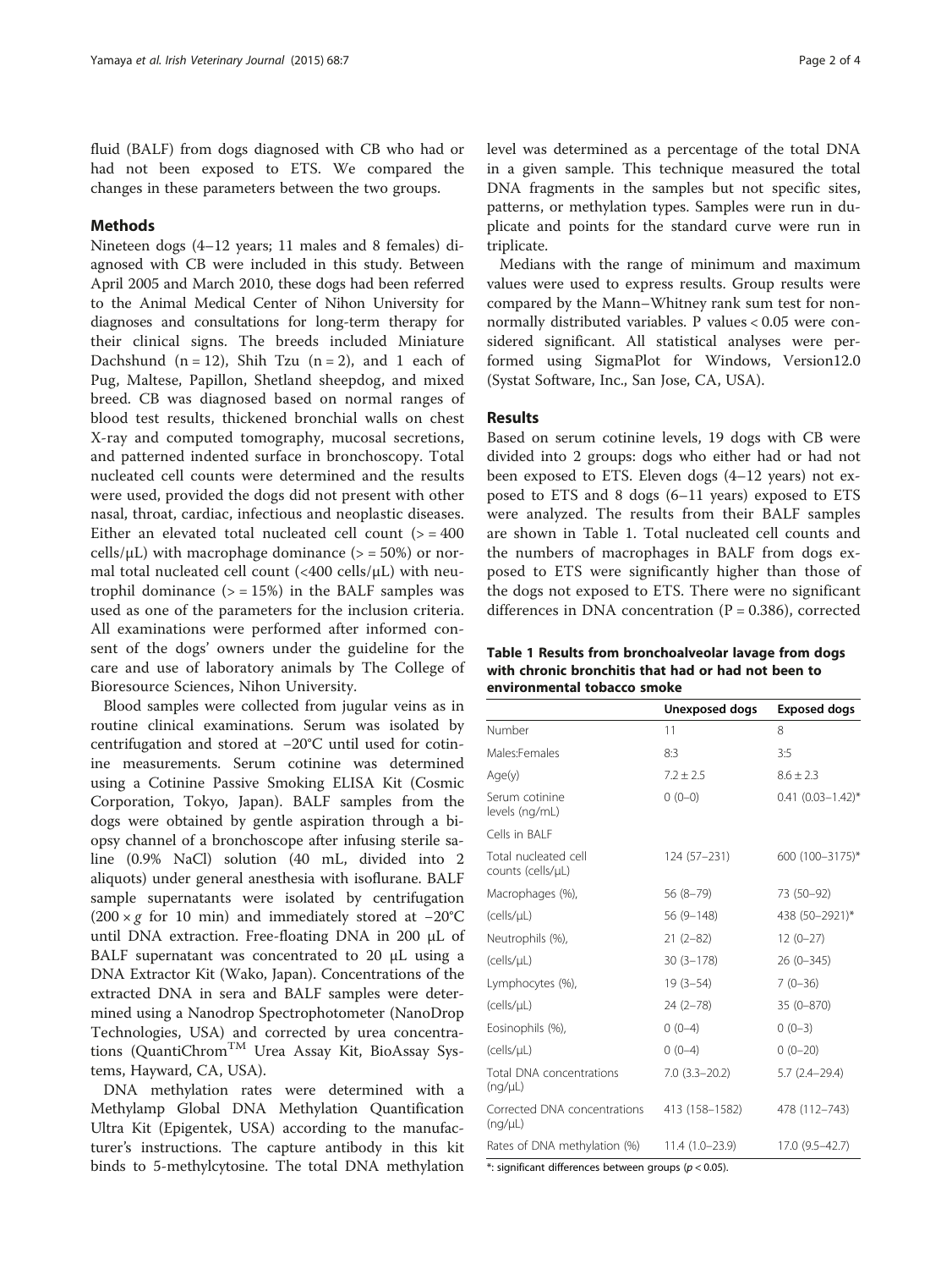fluid (BALF) from dogs diagnosed with CB who had or had not been exposed to ETS. We compared the changes in these parameters between the two groups.

## Methods

Nineteen dogs (4–12 years; 11 males and 8 females) diagnosed with CB were included in this study. Between April 2005 and March 2010, these dogs had been referred to the Animal Medical Center of Nihon University for diagnoses and consultations for long-term therapy for their clinical signs. The breeds included Miniature Dachshund (n = 12), Shih Tzu (n = 2), and 1 each of Pug, Maltese, Papillon, Shetland sheepdog, and mixed breed. CB was diagnosed based on normal ranges of blood test results, thickened bronchial walls on chest X-ray and computed tomography, mucosal secretions, and patterned indented surface in bronchoscopy. Total nucleated cell counts were determined and the results were used, provided the dogs did not present with other nasal, throat, cardiac, infectious and neoplastic diseases. Either an elevated total nucleated cell count (> = 400 cells/μL) with macrophage dominance (> = 50%) or normal total nucleated cell count (<400 cells/μL) with neutrophil dominance (> = 15%) in the BALF samples was used as one of the parameters for the inclusion criteria. All examinations were performed after informed consent of the dogs' owners under the guideline for the care and use of laboratory animals by The College of Bioresource Sciences, Nihon University.

Blood samples were collected from jugular veins as in routine clinical examinations. Serum was isolated by centrifugation and stored at −20°C until used for cotinine measurements. Serum cotinine was determined using a Cotinine Passive Smoking ELISA Kit (Cosmic Corporation, Tokyo, Japan). BALF samples from the dogs were obtained by gentle aspiration through a biopsy channel of a bronchoscope after infusing sterile saline (0.9% NaCl) solution (40 mL, divided into 2 aliquots) under general anesthesia with isoflurane. BALF sample supernatants were isolated by centrifugation (200 × *g* for 10 min) and immediately stored at −20°C until DNA extraction. Free-floating DNA in 200 μL of BALF supernatant was concentrated to 20 μL using a DNA Extractor Kit (Wako, Japan). Concentrations of the extracted DNA in sera and BALF samples were determined using a Nanodrop Spectrophotometer (NanoDrop Technologies, USA) and corrected by urea concentrations (QuantiChrom™ Urea Assay Kit, BioAssay Systems, Hayward, CA, USA).

DNA methylation rates were determined with a Methylamp Global DNA Methylation Quantification Ultra Kit (Epigentek, USA) according to the manufacturer's instructions. The capture antibody in this kit binds to 5-methylcytosine. The total DNA methylation level was determined as a percentage of the total DNA in a given sample. This technique measured the total DNA fragments in the samples but not specific sites, patterns, or methylation types. Samples were run in duplicate and points for the standard curve were run in triplicate.

Medians with the range of minimum and maximum values were used to express results. Group results were compared by the Mann–Whitney rank sum test for non-normally distributed variables. P values < 0.05 were considered significant. All statistical analyses were performed using SigmaPlot for Windows, Version12.0 (Systat Software, Inc., San Jose, CA, USA).

## Results

Based on serum cotinine levels, 19 dogs with CB were divided into 2 groups: dogs who either had or had not been exposed to ETS. Eleven dogs (4–12 years) not exposed to ETS and 8 dogs (6–11 years) exposed to ETS were analyzed. The results from their BALF samples are shown in Table 1. Total nucleated cell counts and the numbers of macrophages in BALF from dogs exposed to ETS were significantly higher than those of the dogs not exposed to ETS. There were no significant differences in DNA concentration (P = 0.386), corrected

**Table 1 Results from bronchoalveolar lavage from dogs with chronic bronchitis that had or had not been to environmental tobacco smoke**

| | Unexposed dogs | Exposed dogs |
|---|---|---|
| Number | 11 | 8 |
| Males:Females | 8:3 | 3:5 |
| Age(y) | 7.2 ± 2.5 | 8.6 ± 2.3 |
| Serum cotinine levels (ng/mL) | 0 (0–0) | 0.41 (0.03–1.42)* |
| Cells in BALF | | |
| Total nucleated cell counts (cells/μL) | 124 (57–231) | 600 (100–3175)* |
| Macrophages (%), | 56 (8–79) | 73 (50–92) |
| (cells/μL) | 56 (9–148) | 438 (50–2921)* |
| Neutrophils (%), | 21 (2–82) | 12 (0–27) |
| (cells/μL) | 30 (3–178) | 26 (0–345) |
| Lymphocytes (%), | 19 (3–54) | 7 (0–36) |
| (cells/μL) | 24 (2–78) | 35 (0–870) |
| Eosinophils (%), | 0 (0–4) | 0 (0–3) |
| (cells/μL) | 0 (0–4) | 0 (0–20) |
| Total DNA concentrations (ng/μL) | 7.0 (3.3–20.2) | 5.7 (2.4–29.4) |
| Corrected DNA concentrations (ng/μL) | 413 (158–1582) | 478 (112–743) |
| Rates of DNA methylation (%) | 11.4 (1.0–23.9) | 17.0 (9.5–42.7) |

*: significant differences between groups ($p < 0.05$).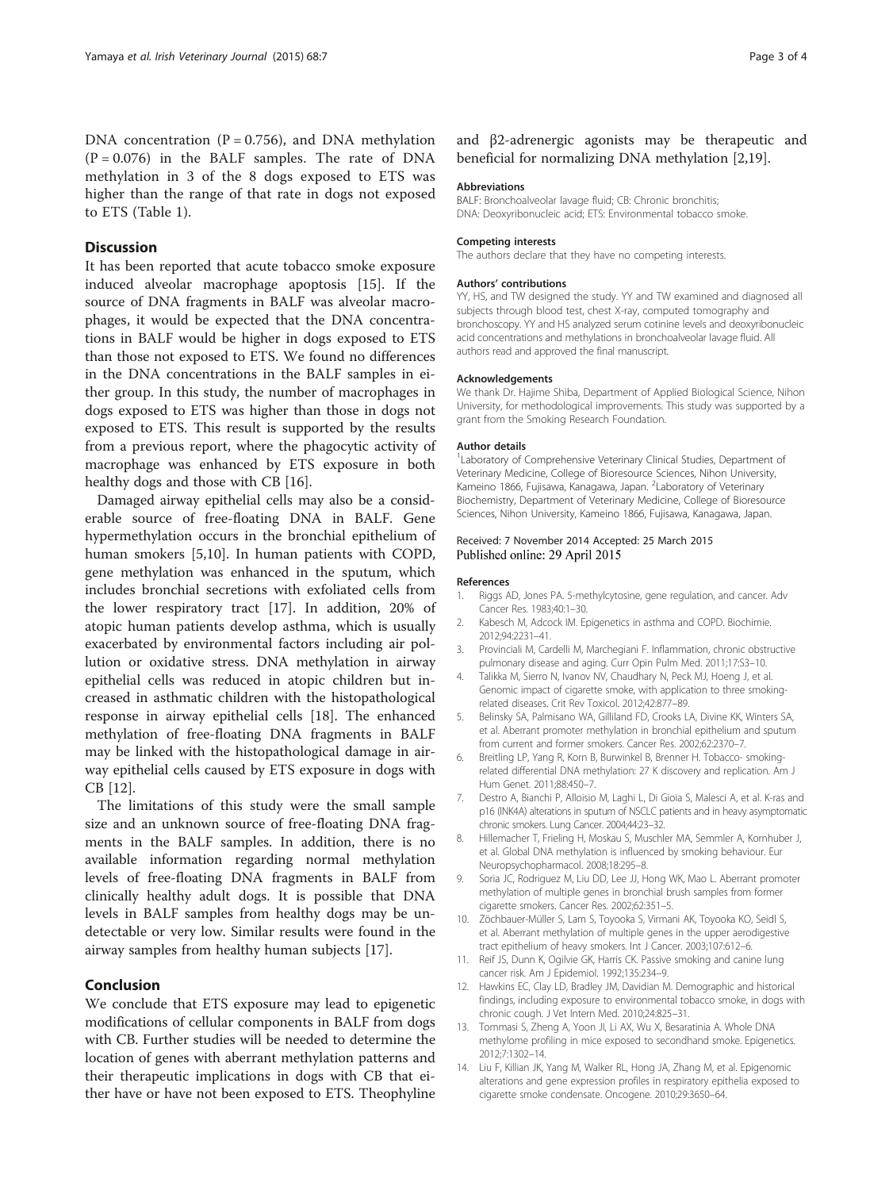DNA concentration (P = 0.756), and DNA methylation (P = 0.076) in the BALF samples. The rate of DNA methylation in 3 of the 8 dogs exposed to ETS was higher than the range of that rate in dogs not exposed to ETS (Table 1).

## Discussion

It has been reported that acute tobacco smoke exposure induced alveolar macrophage apoptosis [15]. If the source of DNA fragments in BALF was alveolar macrophages, it would be expected that the DNA concentrations in BALF would be higher in dogs exposed to ETS than those not exposed to ETS. We found no differences in the DNA concentrations in the BALF samples in either group. In this study, the number of macrophages in dogs exposed to ETS was higher than those in dogs not exposed to ETS. This result is supported by the results from a previous report, where the phagocytic activity of macrophage was enhanced by ETS exposure in both healthy dogs and those with CB [16].

Damaged airway epithelial cells may also be a considerable source of free-floating DNA in BALF. Gene hypermethylation occurs in the bronchial epithelium of human smokers [5,10]. In human patients with COPD, gene methylation was enhanced in the sputum, which includes bronchial secretions with exfoliated cells from the lower respiratory tract [17]. In addition, 20% of atopic human patients develop asthma, which is usually exacerbated by environmental factors including air pollution or oxidative stress. DNA methylation in airway epithelial cells was reduced in atopic children but increased in asthmatic children with the histopathological response in airway epithelial cells [18]. The enhanced methylation of free-floating DNA fragments in BALF may be linked with the histopathological damage in airway epithelial cells caused by ETS exposure in dogs with CB [12].

The limitations of this study were the small sample size and an unknown source of free-floating DNA fragments in the BALF samples. In addition, there is no available information regarding normal methylation levels of free-floating DNA fragments in BALF from clinically healthy adult dogs. It is possible that DNA levels in BALF samples from healthy dogs may be undetectable or very low. Similar results were found in the airway samples from healthy human subjects [17].

## Conclusion

We conclude that ETS exposure may lead to epigenetic modifications of cellular components in BALF from dogs with CB. Further studies will be needed to determine the location of genes with aberrant methylation patterns and their therapeutic implications in dogs with CB that either have or have not been exposed to ETS. Theophyline and β2-adrenergic agonists may be therapeutic and beneficial for normalizing DNA methylation [2,19].

#### Abbreviations

BALF: Bronchoalveolar lavage fluid; CB: Chronic bronchitis; DNA: Deoxyribonucleic acid; ETS: Environmental tobacco smoke.

#### Competing interests

The authors declare that they have no competing interests.

#### Authors' contributions

YY, HS, and TW designed the study. YY and TW examined and diagnosed all subjects through blood test, chest X-ray, computed tomography and bronchoscopy. YY and HS analyzed serum cotinine levels and deoxyribonucleic acid concentrations and methylations in bronchoalveolar lavage fluid. All authors read and approved the final manuscript.

#### Acknowledgements

We thank Dr. Hajime Shiba, Department of Applied Biological Science, Nihon University, for methodological improvements. This study was supported by a grant from the Smoking Research Foundation.

#### Author details

[1]Laboratory of Comprehensive Veterinary Clinical Studies, Department of Veterinary Medicine, College of Bioresource Sciences, Nihon University, Kameino 1866, Fujisawa, Kanagawa, Japan. [2]Laboratory of Veterinary Biochemistry, Department of Veterinary Medicine, College of Bioresource Sciences, Nihon University, Kameino 1866, Fujisawa, Kanagawa, Japan.

Received: 7 November 2014 Accepted: 25 March 2015
Published online: 29 April 2015

#### References

1. Riggs AD, Jones PA. 5-methylcytosine, gene regulation, and cancer. Adv Cancer Res. 1983;40:1–30.
2. Kabesch M, Adcock IM. Epigenetics in asthma and COPD. Biochimie. 2012;94:2231–41.
3. Provinciali M, Cardelli M, Marchegiani F. Inflammation, chronic obstructive pulmonary disease and aging. Curr Opin Pulm Med. 2011;17:S3–10.
4. Talikka M, Sierro N, Ivanov NV, Chaudhary N, Peck MJ, Hoeng J, et al. Genomic impact of cigarette smoke, with application to three smoking-related diseases. Crit Rev Toxicol. 2012;42:877–89.
5. Belinsky SA, Palmisano WA, Gilliland FD, Crooks LA, Divine KK, Winters SA, et al. Aberrant promoter methylation in bronchial epithelium and sputum from current and former smokers. Cancer Res. 2002;62:2370–7.
6. Breitling LP, Yang R, Korn B, Burwinkel B, Brenner H. Tobacco- smoking-related differential DNA methylation: 27 K discovery and replication. Am J Hum Genet. 2011;88:450–7.
7. Destro A, Bianchi P, Alloisio M, Laghi L, Di Gioia S, Malesci A, et al. K-ras and p16 (INK4A) alterations in sputum of NSCLC patients and in heavy asymptomatic chronic smokers. Lung Cancer. 2004;44:23–32.
8. Hillemacher T, Frieling H, Moskau S, Muschler MA, Semmler A, Kornhuber J, et al. Global DNA methylation is influenced by smoking behaviour. Eur Neuropsychopharmacol. 2008;18:295–8.
9. Soria JC, Rodriguez M, Liu DD, Lee JJ, Hong WK, Mao L. Aberrant promoter methylation of multiple genes in bronchial brush samples from former cigarette smokers. Cancer Res. 2002;62:351–5.
10. Zöchbauer-Müller S, Lam S, Toyooka S, Virmani AK, Toyooka KO, Seidl S, et al. Aberrant methylation of multiple genes in the upper aerodigestive tract epithelium of heavy smokers. Int J Cancer. 2003;107:612–6.
11. Reif JS, Dunn K, Ogilvie GK, Harris CK. Passive smoking and canine lung cancer risk. Am J Epidemiol. 1992;135:234–9.
12. Hawkins EC, Clay LD, Bradley JM, Davidian M. Demographic and historical findings, including exposure to environmental tobacco smoke, in dogs with chronic cough. J Vet Intern Med. 2010;24:825–31.
13. Tommasi S, Zheng A, Yoon JI, Li AX, Wu X, Besaratinia A. Whole DNA methylome profiling in mice exposed to secondhand smoke. Epigenetics. 2012;7:1302–14.
14. Liu F, Killian JK, Yang M, Walker RL, Hong JA, Zhang M, et al. Epigenomic alterations and gene expression profiles in respiratory epithelia exposed to cigarette smoke condensate. Oncogene. 2010;29:3650–64.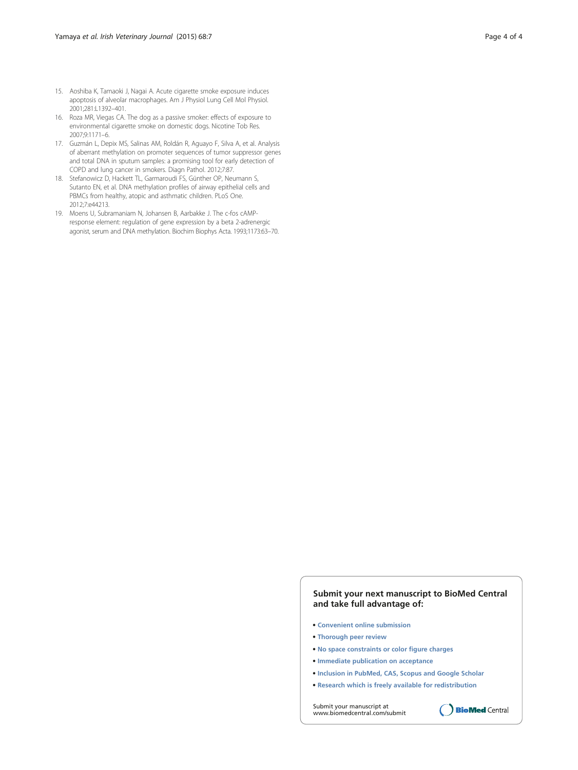15. Aoshiba K, Tamaoki J, Nagai A. Acute cigarette smoke exposure induces apoptosis of alveolar macrophages. Am J Physiol Lung Cell Mol Physiol. 2001;281:L1392–401.
16. Roza MR, Viegas CA. The dog as a passive smoker: effects of exposure to environmental cigarette smoke on domestic dogs. Nicotine Tob Res. 2007;9:1171–6.
17. Guzmán L, Depix MS, Salinas AM, Roldán R, Aguayo F, Silva A, et al. Analysis of aberrant methylation on promoter sequences of tumor suppressor genes and total DNA in sputum samples: a promising tool for early detection of COPD and lung cancer in smokers. Diagn Pathol. 2012;7:87.
18. Stefanowicz D, Hackett TL, Garmaroudi FS, Günther OP, Neumann S, Sutanto EN, et al. DNA methylation profiles of airway epithelial cells and PBMCs from healthy, atopic and asthmatic children. PLoS One. 2012;7:e44213.
19. Moens U, Subramaniam N, Johansen B, Aarbakke J. The c-fos cAMP-response element: regulation of gene expression by a beta 2-adrenergic agonist, serum and DNA methylation. Biochim Biophys Acta. 1993;1173:63–70.

**Submit your next manuscript to BioMed Central and take full advantage of:**

- **Convenient online submission**
- **Thorough peer review**
- **No space constraints or color figure charges**
- **Immediate publication on acceptance**
- **Inclusion in PubMed, CAS, Scopus and Google Scholar**
- **Research which is freely available for redistribution**

Submit your manuscript at
www.biomedcentral.com/submit

BioMed Central